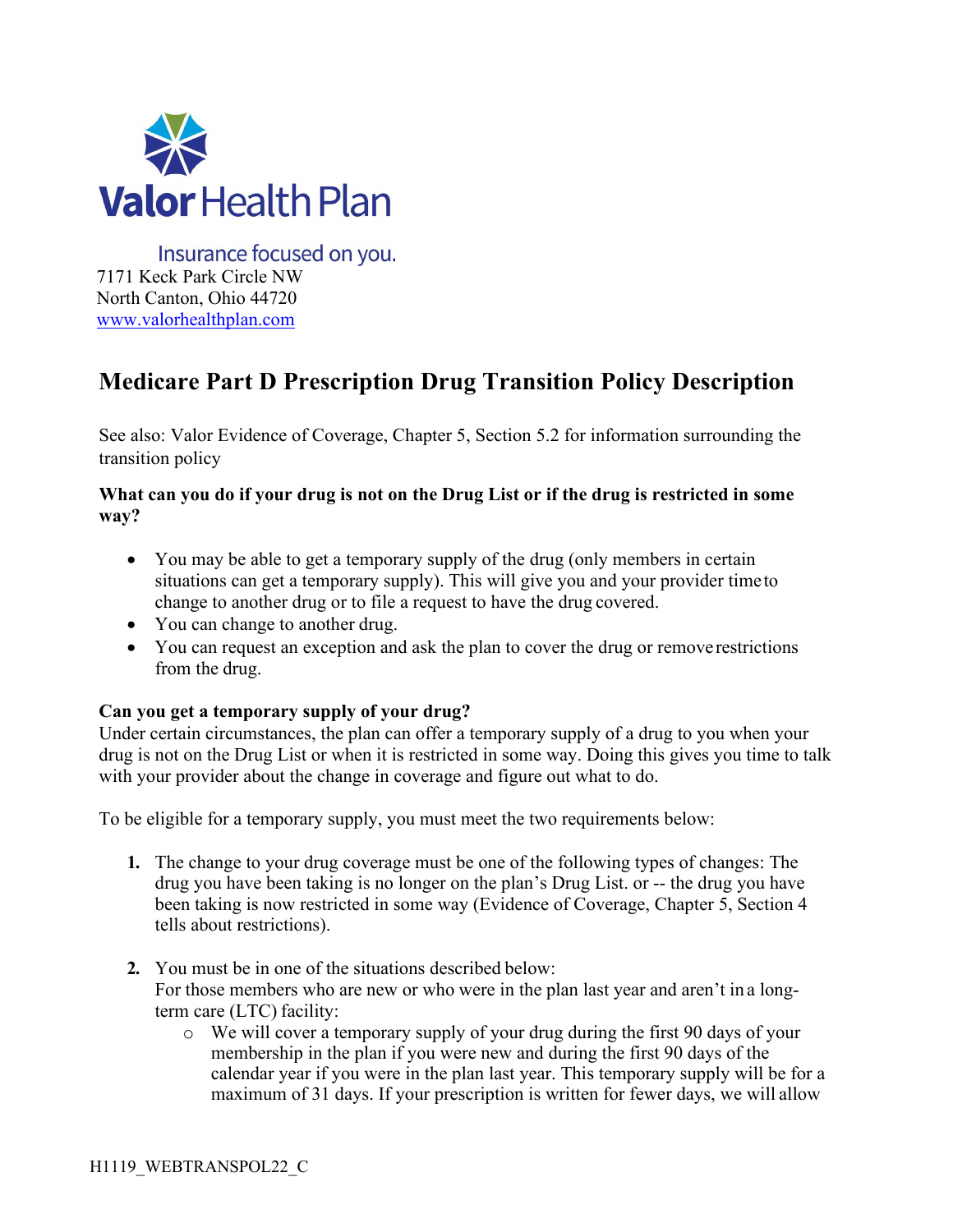Valor Health Plan

Insurance focused on you.

7171 Keck Park Circle NW
North Canton, Ohio 44720
www.valorhealthplan.com

# Medicare Part D Prescription Drug Transition Policy Description

See also: Valor Evidence of Coverage, Chapter 5, Section 5.2 for information surrounding the transition policy

**What can you do if your drug is not on the Drug List or if the drug is restricted in some way?**

- You may be able to get a temporary supply of the drug (only members in certain situations can get a temporary supply). This will give you and your provider time to change to another drug or to file a request to have the drug covered.
- You can change to another drug.
- You can request an exception and ask the plan to cover the drug or remove restrictions from the drug.

**Can you get a temporary supply of your drug?**

Under certain circumstances, the plan can offer a temporary supply of a drug to you when your drug is not on the Drug List or when it is restricted in some way. Doing this gives you time to talk with your provider about the change in coverage and figure out what to do.

To be eligible for a temporary supply, you must meet the two requirements below:

1. The change to your drug coverage must be one of the following types of changes: The drug you have been taking is no longer on the plan's Drug List. or -- the drug you have been taking is now restricted in some way (Evidence of Coverage, Chapter 5, Section 4 tells about restrictions).

2. You must be in one of the situations described below:
   For those members who are new or who were in the plan last year and aren't in a long-term care (LTC) facility:
   - We will cover a temporary supply of your drug during the first 90 days of your membership in the plan if you were new and during the first 90 days of the calendar year if you were in the plan last year. This temporary supply will be for a maximum of 31 days. If your prescription is written for fewer days, we will allow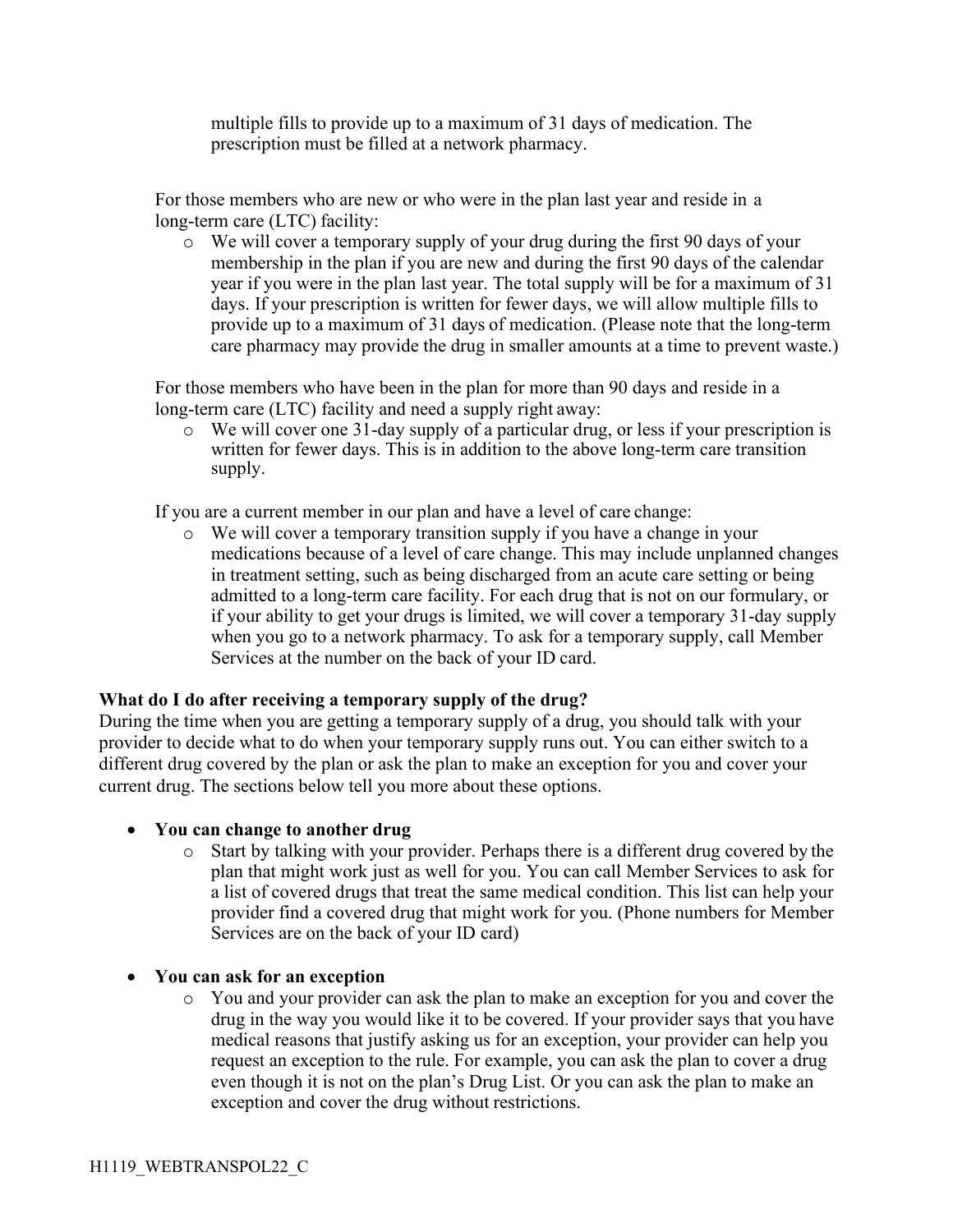multiple fills to provide up to a maximum of 31 days of medication. The prescription must be filled at a network pharmacy.

For those members who are new or who were in the plan last year and reside in a long-term care (LTC) facility:

- We will cover a temporary supply of your drug during the first 90 days of your membership in the plan if you are new and during the first 90 days of the calendar year if you were in the plan last year. The total supply will be for a maximum of 31 days. If your prescription is written for fewer days, we will allow multiple fills to provide up to a maximum of 31 days of medication. (Please note that the long-term care pharmacy may provide the drug in smaller amounts at a time to prevent waste.)

For those members who have been in the plan for more than 90 days and reside in a long-term care (LTC) facility and need a supply right away:

- We will cover one 31-day supply of a particular drug, or less if your prescription is written for fewer days. This is in addition to the above long-term care transition supply.

If you are a current member in our plan and have a level of care change:

- We will cover a temporary transition supply if you have a change in your medications because of a level of care change. This may include unplanned changes in treatment setting, such as being discharged from an acute care setting or being admitted to a long-term care facility. For each drug that is not on our formulary, or if your ability to get your drugs is limited, we will cover a temporary 31-day supply when you go to a network pharmacy. To ask for a temporary supply, call Member Services at the number on the back of your ID card.

**What do I do after receiving a temporary supply of the drug?**

During the time when you are getting a temporary supply of a drug, you should talk with your provider to decide what to do when your temporary supply runs out. You can either switch to a different drug covered by the plan or ask the plan to make an exception for you and cover your current drug. The sections below tell you more about these options.

- **You can change to another drug**
  - Start by talking with your provider. Perhaps there is a different drug covered by the plan that might work just as well for you. You can call Member Services to ask for a list of covered drugs that treat the same medical condition. This list can help your provider find a covered drug that might work for you. (Phone numbers for Member Services are on the back of your ID card)

- **You can ask for an exception**
  - You and your provider can ask the plan to make an exception for you and cover the drug in the way you would like it to be covered. If your provider says that you have medical reasons that justify asking us for an exception, your provider can help you request an exception to the rule. For example, you can ask the plan to cover a drug even though it is not on the plan's Drug List. Or you can ask the plan to make an exception and cover the drug without restrictions.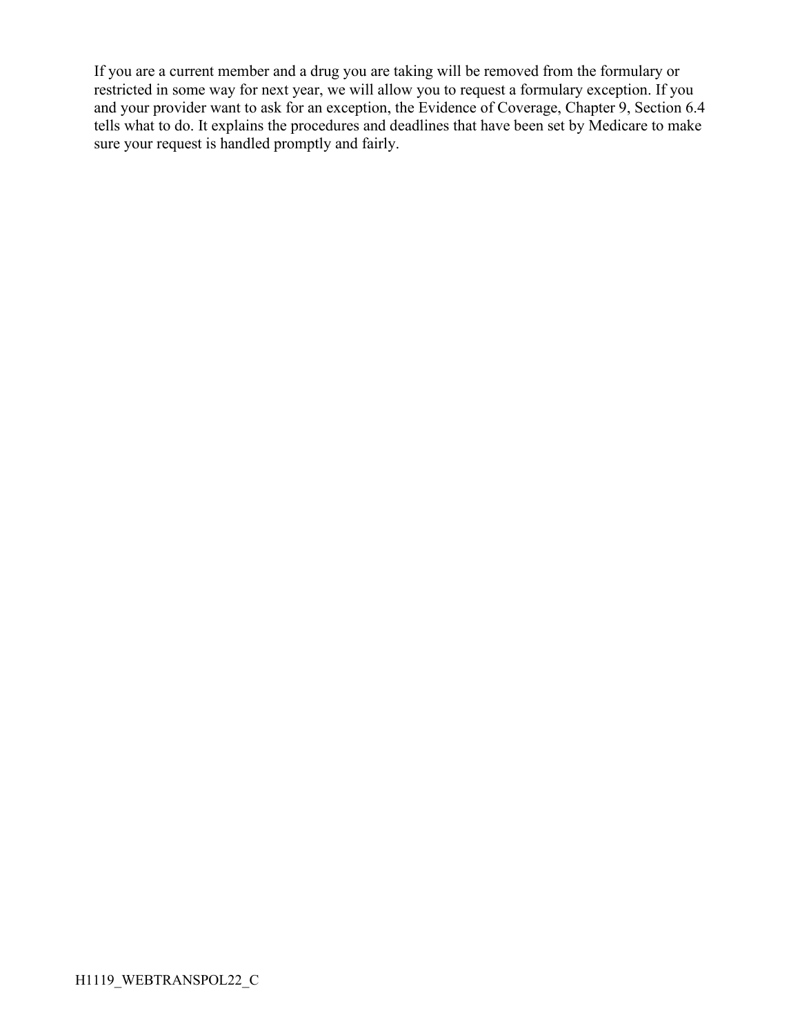If you are a current member and a drug you are taking will be removed from the formulary or restricted in some way for next year, we will allow you to request a formulary exception. If you and your provider want to ask for an exception, the Evidence of Coverage, Chapter 9, Section 6.4 tells what to do. It explains the procedures and deadlines that have been set by Medicare to make sure your request is handled promptly and fairly.

H1119_WEBTRANSPOL22_C